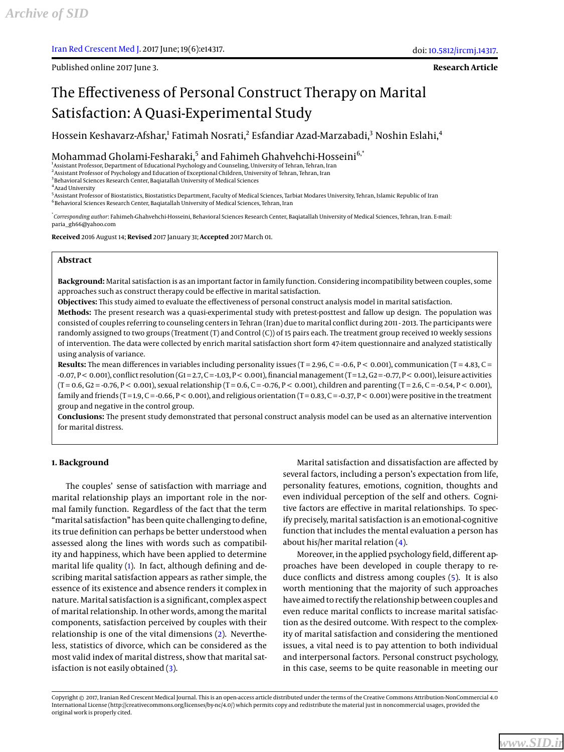Published online 2017 June 3.

**Research Article**

# The Effectiveness of Personal Construct Therapy on Marital Satisfaction: A Quasi-Experimental Study

Hossein Keshavarz-Afshar,[1] Fatimah Nosrati,[2] Esfandiar Azad-Marzabadi,[3] Noshin Eslahi,[4] Mohammad Gholami-Fesharaki,[5] and Fahimeh Ghahvehchi-Hosseini[6,*]

[1] Assistant Professor, Department of Educational Psychology and Counseling, University of Tehran, Tehran, Iran
[2] Assistant Professor of Psychology and Education of Exceptional Children, University of Tehran, Tehran, Iran
[3] Behavioral Sciences Research Center, Baqiatallah University of Medical Sciences
[4] Azad University
[5] Assistant Professor of Biostatistics, Biostatistics Department, Faculty of Medical Sciences, Tarbiat Modares University, Tehran, Islamic Republic of Iran
[6] Behavioral Sciences Research Center, Baqiatallah University of Medical Sciences, Tehran, Iran

[*] *Corresponding author*: Fahimeh-Ghahvehchi-Hosseini, Behavioral Sciences Research Center, Baqiatallah University of Medical Sciences, Tehran, Iran. E-mail: paria_gh66@yahoo.com

**Received** 2016 August 14; **Revised** 2017 January 31; **Accepted** 2017 March 01.

## Abstract

**Background:** Marital satisfaction is as an important factor in family function. Considering incompatibility between couples, some approaches such as construct therapy could be effective in marital satisfaction.

**Objectives:** This study aimed to evaluate the effectiveness of personal construct analysis model in marital satisfaction.

**Methods:** The present research was a quasi-experimental study with pretest-posttest and fallow up design. The population was consisted of couples referring to counseling centers in Tehran (Iran) due to marital conflict during 2011 - 2013. The participants were randomly assigned to two groups (Treatment (T) and Control (C)) of 15 pairs each. The treatment group received 10 weekly sessions of intervention. The data were collected by enrich marital satisfaction short form 47-item questionnaire and analyzed statistically using analysis of variance.

**Results:** The mean differences in variables including personality issues (T = 2.96, C = -0.6, $P < 0.001$), communication (T = 4.83, C = -0.07, $P < 0.001$), conflict resolution (G1 = 2.7, C = -1.03, $P < 0.001$), financial management (T = 1.2, G2 = -0.77, $P < 0.001$), leisure activities (T = 0.6, G2 = -0.76, $P < 0.001$), sexual relationship (T = 0.6, C = -0.76, $P < 0.001$), children and parenting (T = 2.6, C = -0.54, $P < 0.001$), family and friends (T = 1.9, C = -0.66, $P < 0.001$), and religious orientation (T = 0.83, C = -0.37, $P < 0.001$) were positive in the treatment group and negative in the control group.

**Conclusions:** The present study demonstrated that personal construct analysis model can be used as an alternative intervention for marital distress.

## 1. Background

The couples' sense of satisfaction with marriage and marital relationship plays an important role in the normal family function. Regardless of the fact that the term "marital satisfaction" has been quite challenging to define, its true definition can perhaps be better understood when assessed along the lines with words such as compatibility and happiness, which have been applied to determine marital life quality (1). In fact, although defining and describing marital satisfaction appears as rather simple, the essence of its existence and absence renders it complex in nature. Marital satisfaction is a significant, complex aspect of marital relationship. In other words, among the marital components, satisfaction perceived by couples with their relationship is one of the vital dimensions (2). Nevertheless, statistics of divorce, which can be considered as the most valid index of marital distress, show that marital satisfaction is not easily obtained (3).

Marital satisfaction and dissatisfaction are affected by several factors, including a person's expectation from life, personality features, emotions, cognition, thoughts and even individual perception of the self and others. Cognitive factors are effective in marital relationships. To specify precisely, marital satisfaction is an emotional-cognitive function that includes the mental evaluation a person has about his/her marital relation (4).

Moreover, in the applied psychology field, different approaches have been developed in couple therapy to reduce conflicts and distress among couples (5). It is also worth mentioning that the majority of such approaches have aimed to rectify the relationship between couples and even reduce marital conflicts to increase marital satisfaction as the desired outcome. With respect to the complexity of marital satisfaction and considering the mentioned issues, a vital need is to pay attention to both individual and interpersonal factors. Personal construct psychology, in this case, seems to be quite reasonable in meeting our

Copyright © 2017, Iranian Red Crescent Medical Journal. This is an open-access article distributed under the terms of the Creative Commons Attribution-NonCommercial 4.0 International License (http://creativecommons.org/licenses/by-nc/4.0/) which permits copy and redistribute the material just in noncommercial usages, provided the original work is properly cited.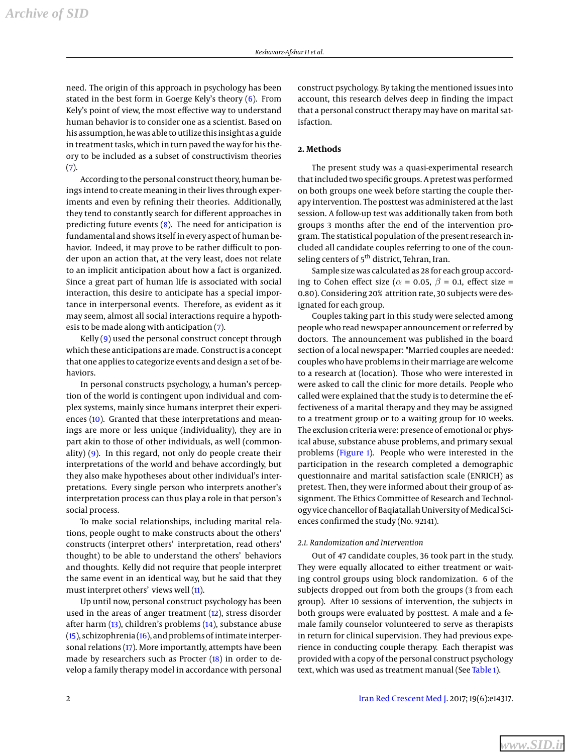need. The origin of this approach in psychology has been stated in the best form in Goerge Kely's theory (6). From Kely's point of view, the most effective way to understand human behavior is to consider one as a scientist. Based on his assumption, he was able to utilize this insight as a guide in treatment tasks, which in turn paved the way for his theory to be included as a subset of constructivism theories (7).

According to the personal construct theory, human beings intend to create meaning in their lives through experiments and even by refining their theories. Additionally, they tend to constantly search for different approaches in predicting future events (8). The need for anticipation is fundamental and shows itself in every aspect of human behavior. Indeed, it may prove to be rather difficult to ponder upon an action that, at the very least, does not relate to an implicit anticipation about how a fact is organized. Since a great part of human life is associated with social interaction, this desire to anticipate has a special importance in interpersonal events. Therefore, as evident as it may seem, almost all social interactions require a hypothesis to be made along with anticipation (7).

Kelly (9) used the personal construct concept through which these anticipations are made. Construct is a concept that one applies to categorize events and design a set of behaviors.

In personal constructs psychology, a human's perception of the world is contingent upon individual and complex systems, mainly since humans interpret their experiences (10). Granted that these interpretations and meanings are more or less unique (individuality), they are in part akin to those of other individuals, as well (commonality) (9). In this regard, not only do people create their interpretations of the world and behave accordingly, but they also make hypotheses about other individual's interpretations. Every single person who interprets another's interpretation process can thus play a role in that person's social process.

To make social relationships, including marital relations, people ought to make constructs about the others' constructs (interpret others' interpretation, read others' thought) to be able to understand the others' behaviors and thoughts. Kelly did not require that people interpret the same event in an identical way, but he said that they must interpret others' views well (11).

Up until now, personal construct psychology has been used in the areas of anger treatment (12), stress disorder after harm (13), children's problems (14), substance abuse (15), schizophrenia (16), and problems of intimate interpersonal relations (17). More importantly, attempts have been made by researchers such as Procter (18) in order to develop a family therapy model in accordance with personal construct psychology. By taking the mentioned issues into account, this research delves deep in finding the impact that a personal construct therapy may have on marital satisfaction.

## 2. Methods

The present study was a quasi-experimental research that included two specific groups. A pretest was performed on both groups one week before starting the couple therapy intervention. The posttest was administered at the last session. A follow-up test was additionally taken from both groups 3 months after the end of the intervention program. The statistical population of the present research included all candidate couples referring to one of the counseling centers of 5th district, Tehran, Iran.

Sample size was calculated as 28 for each group according to Cohen effect size ($\alpha$ = 0.05, $\beta$ = 0.1, effect size = 0.80). Considering 20% attrition rate, 30 subjects were designated for each group.

Couples taking part in this study were selected among people who read newspaper announcement or referred by doctors. The announcement was published in the board section of a local newspaper: "Married couples are needed: couples who have problems in their marriage are welcome to a research at (location). Those who were interested in were asked to call the clinic for more details. People who called were explained that the study is to determine the effectiveness of a marital therapy and they may be assigned to a treatment group or to a waiting group for 10 weeks. The exclusion criteria were: presence of emotional or physical abuse, substance abuse problems, and primary sexual problems (Figure 1). People who were interested in the participation in the research completed a demographic questionnaire and marital satisfaction scale (ENRICH) as pretest. Then, they were informed about their group of assignment. The Ethics Committee of Research and Technology vice chancellor of Baqiatallah University of Medical Sciences confirmed the study (No. 92141).

### 2.1. Randomization and Intervention

Out of 47 candidate couples, 36 took part in the study. They were equally allocated to either treatment or waiting control groups using block randomization. 6 of the subjects dropped out from both the groups (3 from each group). After 10 sessions of intervention, the subjects in both groups were evaluated by posttest. A male and a female family counselor volunteered to serve as therapists in return for clinical supervision. They had previous experience in conducting couple therapy. Each therapist was provided with a copy of the personal construct psychology text, which was used as treatment manual (See Table 1).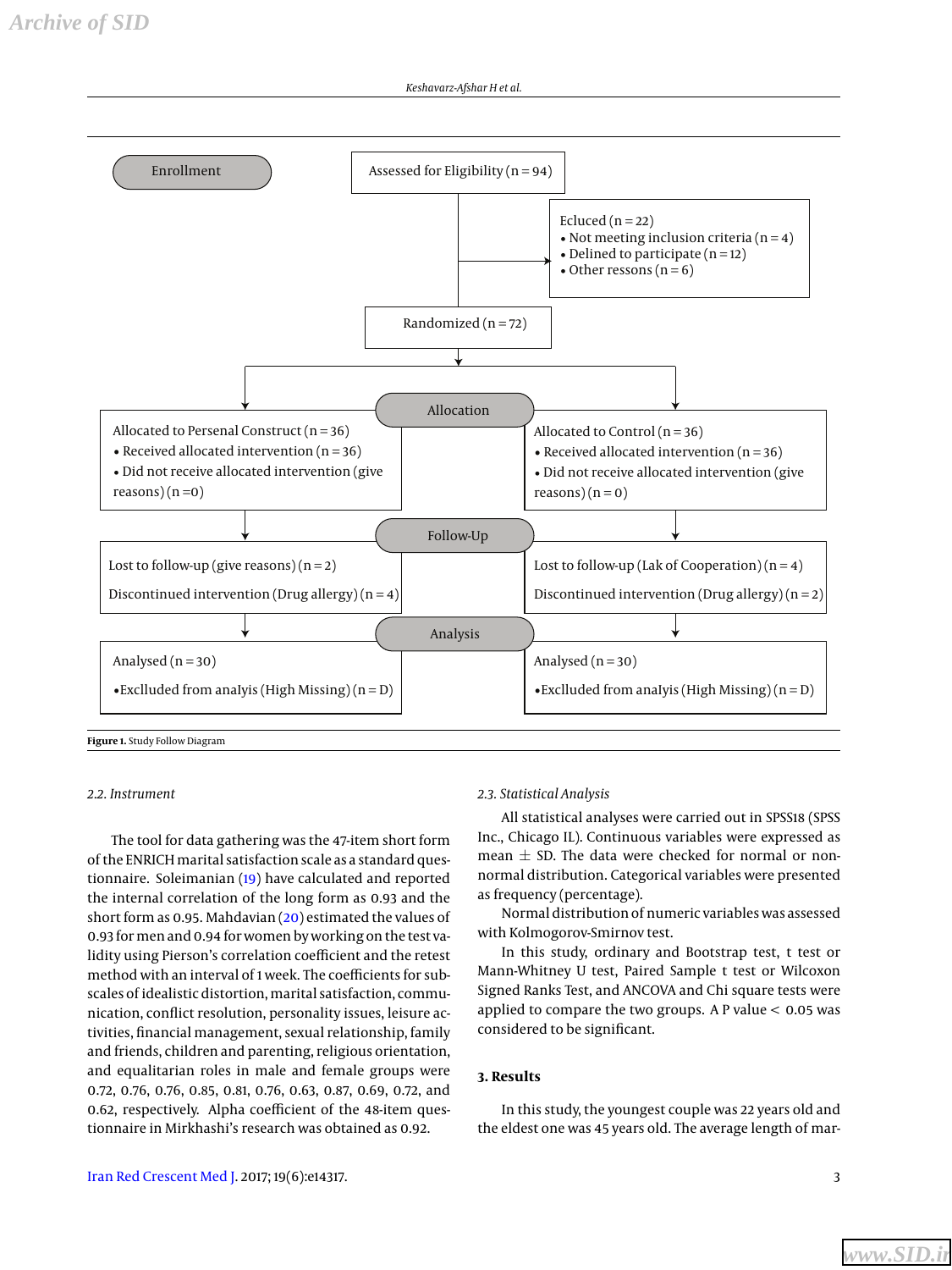Enrollment

Assessed for Eligibility (n = 94)

Ecluced (n = 22)
- Not meeting inclusion criteria (n = 4)
- Delined to participate (n = 12)
- Other ressons (n = 6)

Randomized (n = 72)

Allocation

Allocated to Persenal Construct (n = 36)
- Received allocated intervention (n = 36)
- Did not receive allocated intervention (give reasons) (n =0)

Allocated to Control (n = 36)
- Received allocated intervention (n = 36)
- Did not receive allocated intervention (give reasons) (n = 0)

Follow-Up

Lost to follow-up (give reasons) (n = 2)

Discontinued intervention (Drug allergy) (n = 4)

Lost to follow-up (Lak of Cooperation) (n = 4)

Discontinued intervention (Drug allergy) (n = 2)

Analysis

Analysed (n = 30)

- Exclluded from analyis (High Missing) (n = D)

Analysed (n = 30)

- Exclluded from analyis (High Missing) (n = D)

**Figure 1.** Study Follow Diagram

### 2.2. Instrument

The tool for data gathering was the 47-item short form of the ENRICH marital satisfaction scale as a standard questionnaire. Soleimanian (19) have calculated and reported the internal correlation of the long form as 0.93 and the short form as 0.95. Mahdavian (20) estimated the values of 0.93 for men and 0.94 for women by working on the test validity using Pierson's correlation coefficient and the retest method with an interval of 1 week. The coefficients for subscales of idealistic distortion, marital satisfaction, communication, conflict resolution, personality issues, leisure activities, financial management, sexual relationship, family and friends, children and parenting, religious orientation, and equalitarian roles in male and female groups were 0.72, 0.76, 0.76, 0.85, 0.81, 0.76, 0.63, 0.87, 0.69, 0.72, and 0.62, respectively. Alpha coefficient of the 48-item questionnaire in Mirkhashi's research was obtained as 0.92.

### 2.3. Statistical Analysis

All statistical analyses were carried out in SPSS18 (SPSS Inc., Chicago IL). Continuous variables were expressed as mean ± SD. The data were checked for normal or non-normal distribution. Categorical variables were presented as frequency (percentage).

Normal distribution of numeric variables was assessed with Kolmogorov-Smirnov test.

In this study, ordinary and Bootstrap test, t test or Mann-Whitney U test, Paired Sample t test or Wilcoxon Signed Ranks Test, and ANCOVA and Chi square tests were applied to compare the two groups. A P value < 0.05 was considered to be significant.

## 3. Results

In this study, the youngest couple was 22 years old and the eldest one was 45 years old. The average length of mar-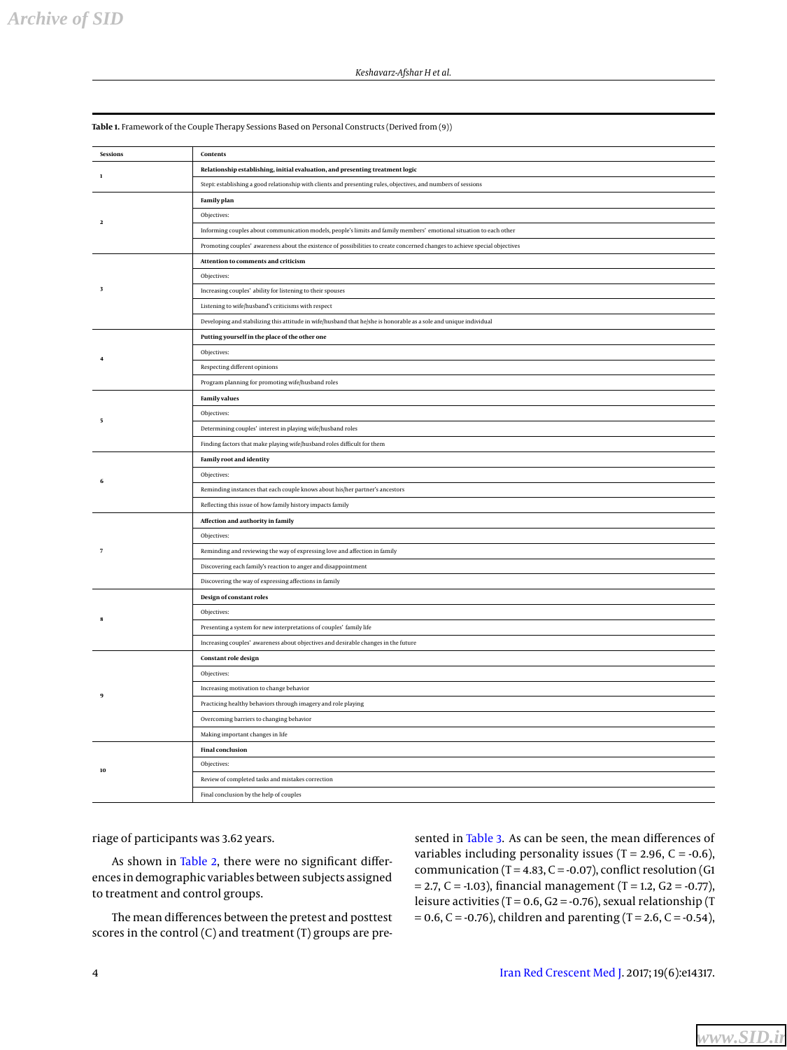**Table 1.** Framework of the Couple Therapy Sessions Based on Personal Constructs (Derived from (9))

| Sessions | Contents |
|---|---|
| 1 | **Relationship establishing, initial evaluation, and presenting treatment logic** |
| | Step1: establishing a good relationship with clients and presenting rules, objectives, and numbers of sessions |
| 2 | **Family plan** |
| | Objectives: |
| | Informing couples about communication models, people's limits and family members' emotional situation to each other |
| | Promoting couples' awareness about the existence of possibilities to create concerned changes to achieve special objectives |
| 3 | **Attention to comments and criticism** |
| | Objectives: |
| | Increasing couples' ability for listening to their spouses |
| | Listening to wife/husband's criticisms with respect |
| | Developing and stabilizing this attitude in wife/husband that he/she is honorable as a sole and unique individual |
| 4 | **Putting yourself in the place of the other one** |
| | Objectives: |
| | Respecting different opinions |
| | Program planning for promoting wife/husband roles |
| 5 | **Family values** |
| | Objectives: |
| | Determining couples' interest in playing wife/husband roles |
| | Finding factors that make playing wife/husband roles difficult for them |
| 6 | **Family root and identity** |
| | Objectives: |
| | Reminding instances that each couple knows about his/her partner's ancestors |
| | Reflecting this issue of how family history impacts family |
| 7 | **Affection and authority in family** |
| | Objectives: |
| | Reminding and reviewing the way of expressing love and affection in family |
| | Discovering each family's reaction to anger and disappointment |
| | Discovering the way of expressing affections in family |
| 8 | **Design of constant roles** |
| | Objectives: |
| | Presenting a system for new interpretations of couples' family life |
| | Increasing couples' awareness about objectives and desirable changes in the future |
| 9 | **Constant role design** |
| | Objectives: |
| | Increasing motivation to change behavior |
| | Practicing healthy behaviors through imagery and role playing |
| | Overcoming barriers to changing behavior |
| | Making important changes in life |
| 10 | **Final conclusion** |
| | Objectives: |
| | Review of completed tasks and mistakes correction |
| | Final conclusion by the help of couples |

riage of participants was 3.62 years.

As shown in Table 2, there were no significant differences in demographic variables between subjects assigned to treatment and control groups.

The mean differences between the pretest and posttest scores in the control (C) and treatment (T) groups are presented in Table 3. As can be seen, the mean differences of variables including personality issues (T = 2.96, C = -0.6), communication (T = 4.83, C = -0.07), conflict resolution (G1 = 2.7, C = -1.03), financial management (T = 1.2, G2 = -0.77), leisure activities (T = 0.6, G2 = -0.76), sexual relationship (T = 0.6, C = -0.76), children and parenting (T = 2.6, C = -0.54),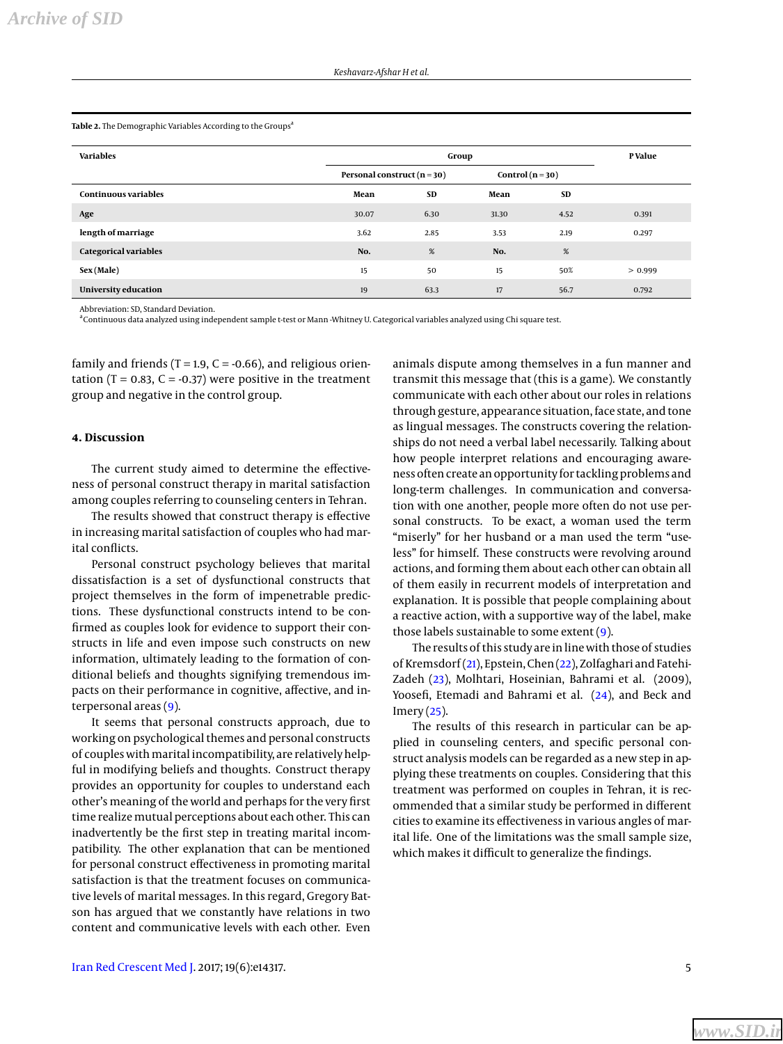**Table 2.** The Demographic Variables According to the Groups[a]

| Variables | Group | | | | P Value |
|---|---|---|---|---|---|
| | Personal construct (n = 30) | | Control (n = 30) | | |
| **Continuous variables** | **Mean** | **SD** | **Mean** | **SD** | |
| **Age** | 30.07 | 6.30 | 31.30 | 4.52 | 0.391 |
| **length of marriage** | 3.62 | 2.85 | 3.53 | 2.19 | 0.297 |
| **Categorical variables** | **No.** | **%** | **No.** | **%** | |
| **Sex (Male)** | 15 | 50 | 15 | 50% | > 0.999 |
| **University education** | 19 | 63.3 | 17 | 56.7 | 0.792 |

Abbreviation: SD, Standard Deviation.
[a]Continuous data analyzed using independent sample t-test or Mann -Whitney U. Categorical variables analyzed using Chi square test.

family and friends (T = 1.9, C = -0.66), and religious orientation (T = 0.83, C = -0.37) were positive in the treatment group and negative in the control group.

## 4. Discussion

The current study aimed to determine the effectiveness of personal construct therapy in marital satisfaction among couples referring to counseling centers in Tehran.

The results showed that construct therapy is effective in increasing marital satisfaction of couples who had marital conflicts.

Personal construct psychology believes that marital dissatisfaction is a set of dysfunctional constructs that project themselves in the form of impenetrable predictions. These dysfunctional constructs intend to be confirmed as couples look for evidence to support their constructs in life and even impose such constructs on new information, ultimately leading to the formation of conditional beliefs and thoughts signifying tremendous impacts on their performance in cognitive, affective, and interpersonal areas (9).

It seems that personal constructs approach, due to working on psychological themes and personal constructs of couples with marital incompatibility, are relatively helpful in modifying beliefs and thoughts. Construct therapy provides an opportunity for couples to understand each other's meaning of the world and perhaps for the very first time realize mutual perceptions about each other. This can inadvertently be the first step in treating marital incompatibility. The other explanation that can be mentioned for personal construct effectiveness in promoting marital satisfaction is that the treatment focuses on communicative levels of marital messages. In this regard, Gregory Batson has argued that we constantly have relations in two content and communicative levels with each other. Even animals dispute among themselves in a fun manner and transmit this message that (this is a game). We constantly communicate with each other about our roles in relations through gesture, appearance situation, face state, and tone as lingual messages. The constructs covering the relationships do not need a verbal label necessarily. Talking about how people interpret relations and encouraging awareness often create an opportunity for tackling problems and long-term challenges. In communication and conversation with one another, people more often do not use personal constructs. To be exact, a woman used the term "miserly" for her husband or a man used the term "useless" for himself. These constructs were revolving around actions, and forming them about each other can obtain all of them easily in recurrent models of interpretation and explanation. It is possible that people complaining about a reactive action, with a supportive way of the label, make those labels sustainable to some extent (9).

The results of this study are in line with those of studies of Kremsdorf (21), Epstein, Chen (22), Zolfaghari and Fatehi-Zadeh (23), Molhtari, Hoseinian, Bahrami et al. (2009), Yoosefi, Etemadi and Bahrami et al. (24), and Beck and Imery (25).

The results of this research in particular can be applied in counseling centers, and specific personal construct analysis models can be regarded as a new step in applying these treatments on couples. Considering that this treatment was performed on couples in Tehran, it is recommended that a similar study be performed in different cities to examine its effectiveness in various angles of marital life. One of the limitations was the small sample size, which makes it difficult to generalize the findings.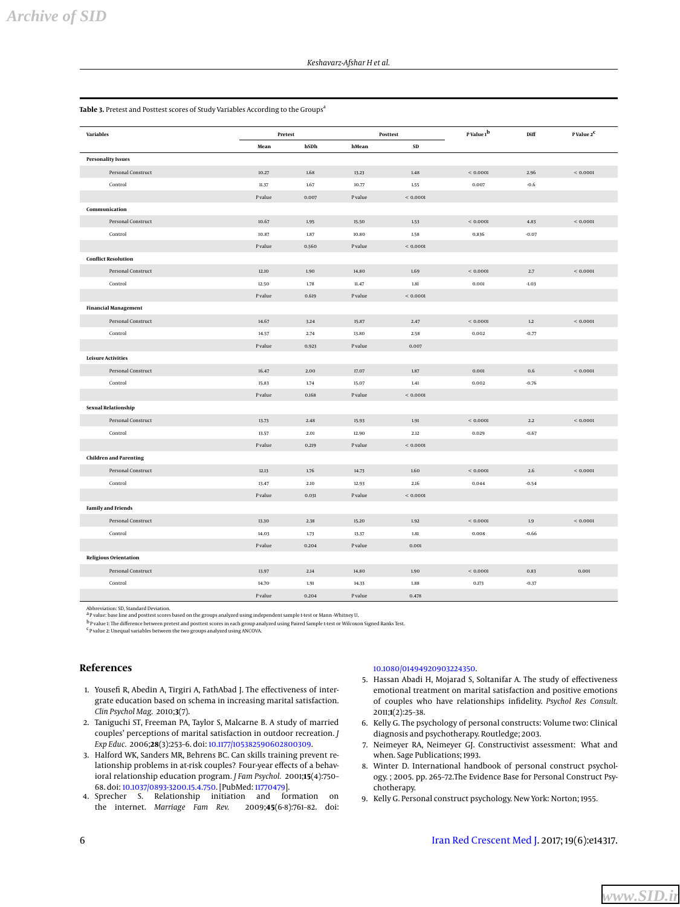**Table 3.** Pretest and Posttest scores of Study Variables According to the Groups[a]

| Variables | Pretest | | Posttest | | P Value 1[b] | Diff | P Value 2[c] |
|---|---|---|---|---|---|---|---|
| | Mean | hSDh | hMean | SD | | | |
| **Personality Issues** | | | | | | | |
| Personal Construct | 10.27 | 1.68 | 13.23 | 1.48 | < 0.0001 | 2.96 | < 0.0001 |
| Control | 11.37 | 1.67 | 10.77 | 1.55 | 0.007 | -0.6 | |
| | P value | 0.007 | P value | < 0.0001 | | | |
| **Communication** | | | | | | | |
| Personal Construct | 10.67 | 1.95 | 15.50 | 1.53 | < 0.0001 | 4.83 | < 0.0001 |
| Control | 10.87 | 1.87 | 10.80 | 1.58 | 0.836 | -0.07 | |
| | P value | 0.560 | P value | < 0.0001 | | | |
| **Conflict Resolution** | | | | | | | |
| Personal Construct | 12.10 | 1.90 | 14.80 | 1.69 | < 0.0001 | 2.7 | < 0.0001 |
| Control | 12.50 | 1.78 | 11.47 | 1.81 | 0.001 | -1.03 | |
| | P value | 0.619 | P value | < 0.0001 | | | |
| **Financial Management** | | | | | | | |
| Personal Construct | 14.67 | 3.24 | 15.87 | 2.47 | < 0.0001 | 1.2 | < 0.0001 |
| Control | 14.57 | 2.74 | 13.80 | 2.58 | 0.002 | -0.77 | |
| | P value | 0.923 | P value | 0.007 | | | |
| **Leisure Activities** | | | | | | | |
| Personal Construct | 16.47 | 2.00 | 17.07 | 1.87 | 0.001 | 0.6 | < 0.0001 |
| Control | 15.83 | 1.74 | 15.07 | 1.41 | 0.002 | -0.76 | |
| | P value | 0.168 | P value | < 0.0001 | | | |
| **Sexual Relationship** | | | | | | | |
| Personal Construct | 13.73 | 2.48 | 15.93 | 1.91 | < 0.0001 | 2.2 | < 0.0001 |
| Control | 13.57 | 2.01 | 12.90 | 2.12 | 0.029 | -0.67 | |
| | P value | 0.219 | P value | < 0.0001 | | | |
| **Children and Parenting** | | | | | | | |
| Personal Construct | 12.13 | 1.76 | 14.73 | 1.60 | < 0.0001 | 2.6 | < 0.0001 |
| Control | 13.47 | 2.10 | 12.93 | 2.16 | 0.044 | -0.54 | |
| | P value | 0.031 | P value | < 0.0001 | | | |
| **Family and Friends** | | | | | | | |
| Personal Construct | 13.30 | 2.38 | 15.20 | 1.92 | < 0.0001 | 1.9 | < 0.0001 |
| Control | 14.03 | 1.73 | 13.37 | 1.81 | 0.008 | -0.66 | |
| | P value | 0.204 | P value | 0.001 | | | |
| **Religious Orientation** | | | | | | | |
| Personal Construct | 13.97 | 2.14 | 14.80 | 1.90 | < 0.0001 | 0.83 | 0.001 |
| Control | 14.70 | 1.91 | 14.33 | 1.88 | 0.173 | -0.37 | |
| | P value | 0.204 | P value | 0.478 | | | |

Abbreviation: SD, Standard Deviation.
[a] P value: base line and posttest scores based on the groups analyzed using independent sample t-test or Mann-Whitney U.
[b] P value 1: The difference between pretest and posttest scores in each group analyzed using Paired Sample t-test or Wilcoxon Signed Ranks Test.
[c] P value 2: Unequal variables between the two groups analyzed using ANCOVA.

## References

1. Yousefi R, Abedin A, Tirgiri A, FathAbad J. The effectiveness of intergrate education based on schema in increasing marital satisfaction. *Clin Psychol Mag.* 2010;**3**(7).
2. Taniguchi ST, Freeman PA, Taylor S, Malcarne B. A study of married couples' perceptions of marital satisfaction in outdoor recreation. *J Exp Educ.* 2006;**28**(3):253–6. doi: 10.1177/105382590602800309.
3. Halford WK, Sanders MR, Behrens BC. Can skills training prevent relationship problems in at-risk couples? Four-year effects of a behavioral relationship education program. *J Fam Psychol.* 2001;**15**(4):750–68. doi: 10.1037/0893-3200.15.4.750. [PubMed: 11770479].
4. Sprecher S. Relationship initiation and formation on the internet. *Marriage Fam Rev.* 2009;**45**(6-8):761–82. doi: 10.1080/01494920903224350.
5. Hassan Abadi H, Mojarad S, Soltanifar A. The study of effectiveness emotional treatment on marital satisfaction and positive emotions of couples who have relationships infidelity. *Psychol Res Consult.* 2011;**1**(2):25–38.
6. Kelly G. The psychology of personal constructs: Volume two: Clinical diagnosis and psychotherapy. Routledge; 2003.
7. Neimeyer RA, Neimeyer GJ. Constructivist assessment: What and when. Sage Publications; 1993.
8. Winter D. International handbook of personal construct psychology. ; 2005. pp. 265–72.The Evidence Base for Personal Construct Psychotherapy.
9. Kelly G. Personal construct psychology. New York: Norton; 1955.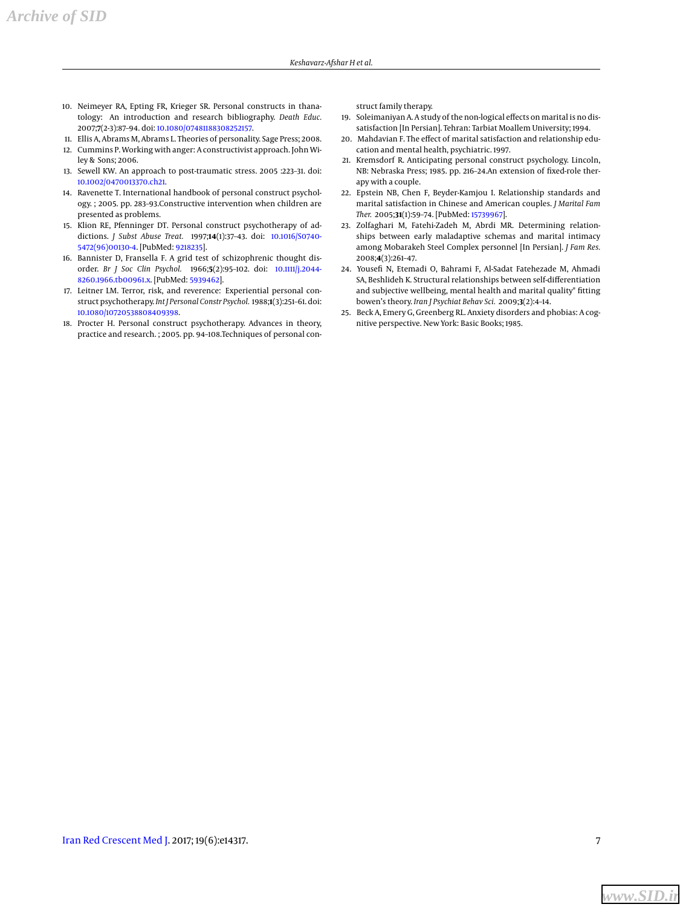10. Neimeyer RA, Epting FR, Krieger SR. Personal constructs in thanatology: An introduction and research bibliography. *Death Educ.* 2007;**7**(2-3):87–94. doi: 10.1080/07481188308252157.
11. Ellis A, Abrams M, Abrams L. Theories of personality. Sage Press; 2008.
12. Cummins P. Working with anger: A constructivist approach. John Wiley & Sons; 2006.
13. Sewell KW. An approach to post-traumatic stress. 2005 :223–31. doi: 10.1002/0470013370.ch21.
14. Ravenette T. International handbook of personal construct psychology. ; 2005. pp. 283–93.Constructive intervention when children are presented as problems.
15. Klion RE, Pfenninger DT. Personal construct psychotherapy of addictions. *J Subst Abuse Treat.* 1997;**14**(1):37–43. doi: 10.1016/S0740-5472(96)00130-4. [PubMed: 9218235].
16. Bannister D, Fransella F. A grid test of schizophrenic thought disorder. *Br J Soc Clin Psychol.* 1966;**5**(2):95–102. doi: 10.1111/j.2044-8260.1966.tb00961.x. [PubMed: 5939462].
17. Leitner LM. Terror, risk, and reverence: Experiential personal construct psychotherapy. *Int J Personal Constr Psychol.* 1988;**1**(3):251–61. doi: 10.1080/10720538808409398.
18. Procter H. Personal construct psychotherapy. Advances in theory, practice and research. ; 2005. pp. 94–108.Techniques of personal construct family therapy.
19. Soleimaniyan A. A study of the non-logical effects on marital is no dissatisfaction [In Persian]. Tehran: Tarbiat Moallem University; 1994.
20. Mahdavian F. The effect of marital satisfaction and relationship education and mental health, psychiatric. 1997.
21. Kremsdorf R. Anticipating personal construct psychology. Lincoln, NB: Nebraska Press; 1985. pp. 216–24.An extension of fixed-role therapy with a couple.
22. Epstein NB, Chen F, Beyder-Kamjou I. Relationship standards and marital satisfaction in Chinese and American couples. *J Marital Fam Ther.* 2005;**31**(1):59–74. [PubMed: 15739967].
23. Zolfaghari M, Fatehi-Zadeh M, Abrdi MR. Determining relationships between early maladaptive schemas and marital intimacy among Mobarakeh Steel Complex personnel [In Persian]. *J Fam Res.* 2008;**4**(3):261–47.
24. Yousefi N, Etemadi O, Bahrami F, Al-Sadat Fatehezade M, Ahmadi SA, Beshlideh K. Structural relationships between self-differentiation and subjective wellbeing, mental health and marital quality" fitting bowen's theory. *Iran J Psychiat Behav Sci.* 2009;**3**(2):4–14.
25. Beck A, Emery G, Greenberg RL. Anxiety disorders and phobias: A cognitive perspective. New York: Basic Books; 1985.